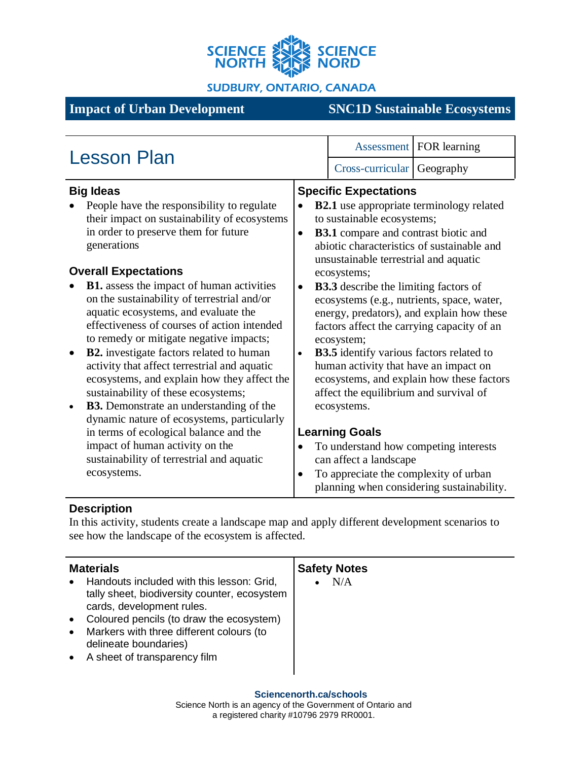SCIENCE NORTH SCIENCE NORD

SUDBURY, ONTARIO, CANADA

**Impact of Urban Development** **SNC1D Sustainable Ecosystems**

# Lesson Plan

| Assessment | FOR learning |
|---|---|
| Cross-curricular | Geography |

## Big Ideas

- People have the responsibility to regulate their impact on sustainability of ecosystems in order to preserve them for future generations

## Overall Expectations

- **B1.** assess the impact of human activities on the sustainability of terrestrial and/or aquatic ecosystems, and evaluate the effectiveness of courses of action intended to remedy or mitigate negative impacts;
- **B2.** investigate factors related to human activity that affect terrestrial and aquatic ecosystems, and explain how they affect the sustainability of these ecosystems;
- **B3.** Demonstrate an understanding of the dynamic nature of ecosystems, particularly in terms of ecological balance and the impact of human activity on the sustainability of terrestrial and aquatic ecosystems.

## Specific Expectations

- **B2.1** use appropriate terminology related to sustainable ecosystems;
- **B3.1** compare and contrast biotic and abiotic characteristics of sustainable and unsustainable terrestrial and aquatic ecosystems;
- **B3.3** describe the limiting factors of ecosystems (e.g., nutrients, space, water, energy, predators), and explain how these factors affect the carrying capacity of an ecosystem;
- **B3.5** identify various factors related to human activity that have an impact on ecosystems, and explain how these factors affect the equilibrium and survival of ecosystems.

## Learning Goals

- To understand how competing interests can affect a landscape
- To appreciate the complexity of urban planning when considering sustainability.

## Description

In this activity, students create a landscape map and apply different development scenarios to see how the landscape of the ecosystem is affected.

## Materials

- Handouts included with this lesson: Grid, tally sheet, biodiversity counter, ecosystem cards, development rules.
- Coloured pencils (to draw the ecosystem)
- Markers with three different colours (to delineate boundaries)
- A sheet of transparency film

## Safety Notes

- N/A

**Sciencenorth.ca/schools**

Science North is an agency of the Government of Ontario and a registered charity #10796 2979 RR0001.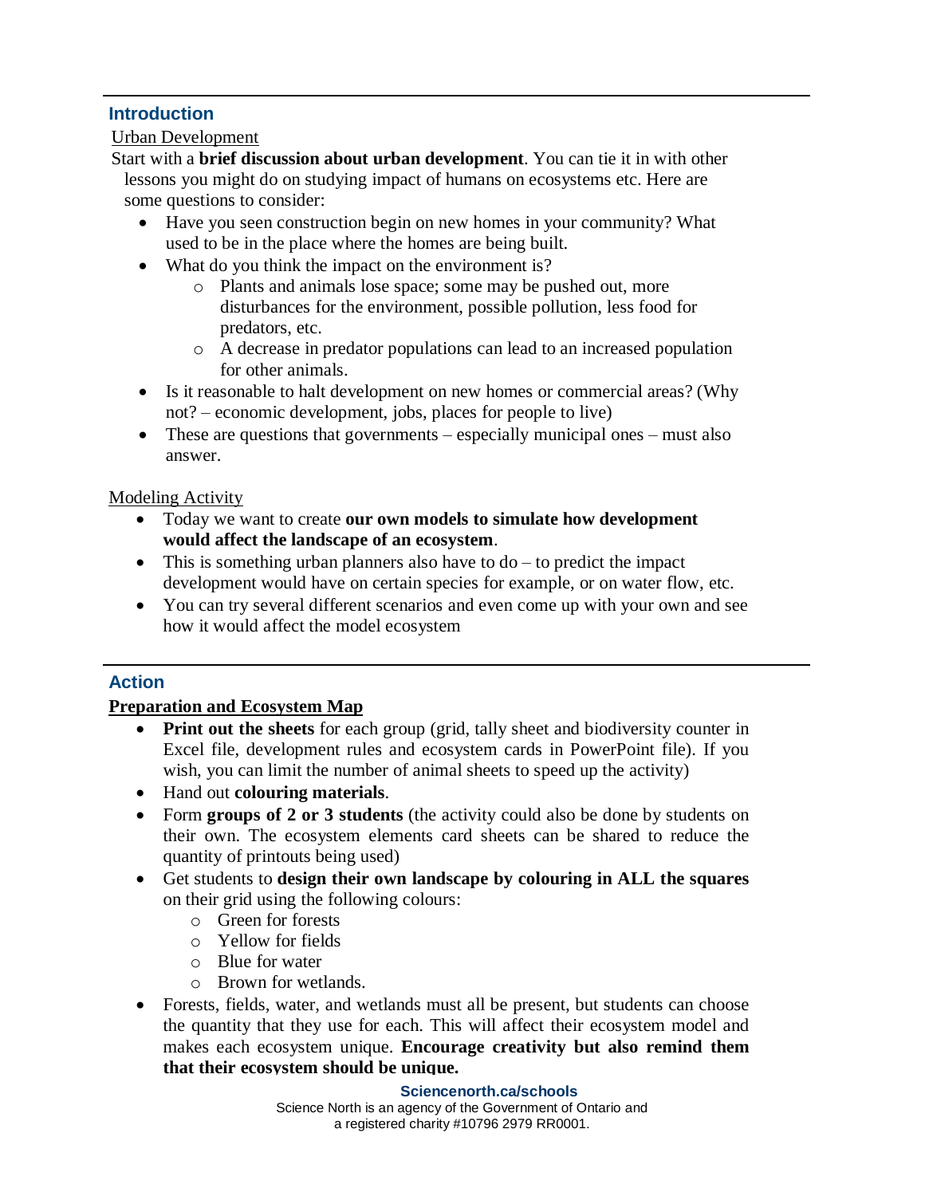## Introduction

Urban Development

Start with a **brief discussion about urban development**. You can tie it in with other lessons you might do on studying impact of humans on ecosystems etc. Here are some questions to consider:

- Have you seen construction begin on new homes in your community? What used to be in the place where the homes are being built.
- What do you think the impact on the environment is?
    - Plants and animals lose space; some may be pushed out, more disturbances for the environment, possible pollution, less food for predators, etc.
    - A decrease in predator populations can lead to an increased population for other animals.
- Is it reasonable to halt development on new homes or commercial areas? (Why not? – economic development, jobs, places for people to live)
- These are questions that governments – especially municipal ones – must also answer.

Modeling Activity

- Today we want to create **our own models to simulate how development would affect the landscape of an ecosystem**.
- This is something urban planners also have to do – to predict the impact development would have on certain species for example, or on water flow, etc.
- You can try several different scenarios and even come up with your own and see how it would affect the model ecosystem

## Action

**Preparation and Ecosystem Map**

- **Print out the sheets** for each group (grid, tally sheet and biodiversity counter in Excel file, development rules and ecosystem cards in PowerPoint file). If you wish, you can limit the number of animal sheets to speed up the activity)
- Hand out **colouring materials**.
- Form **groups of 2 or 3 students** (the activity could also be done by students on their own. The ecosystem elements card sheets can be shared to reduce the quantity of printouts being used)
- Get students to **design their own landscape by colouring in ALL the squares** on their grid using the following colours:
    - Green for forests
    - Yellow for fields
    - Blue for water
    - Brown for wetlands.
- Forests, fields, water, and wetlands must all be present, but students can choose the quantity that they use for each. This will affect their ecosystem model and makes each ecosystem unique. **Encourage creativity but also remind them that their ecosystem should be unique.**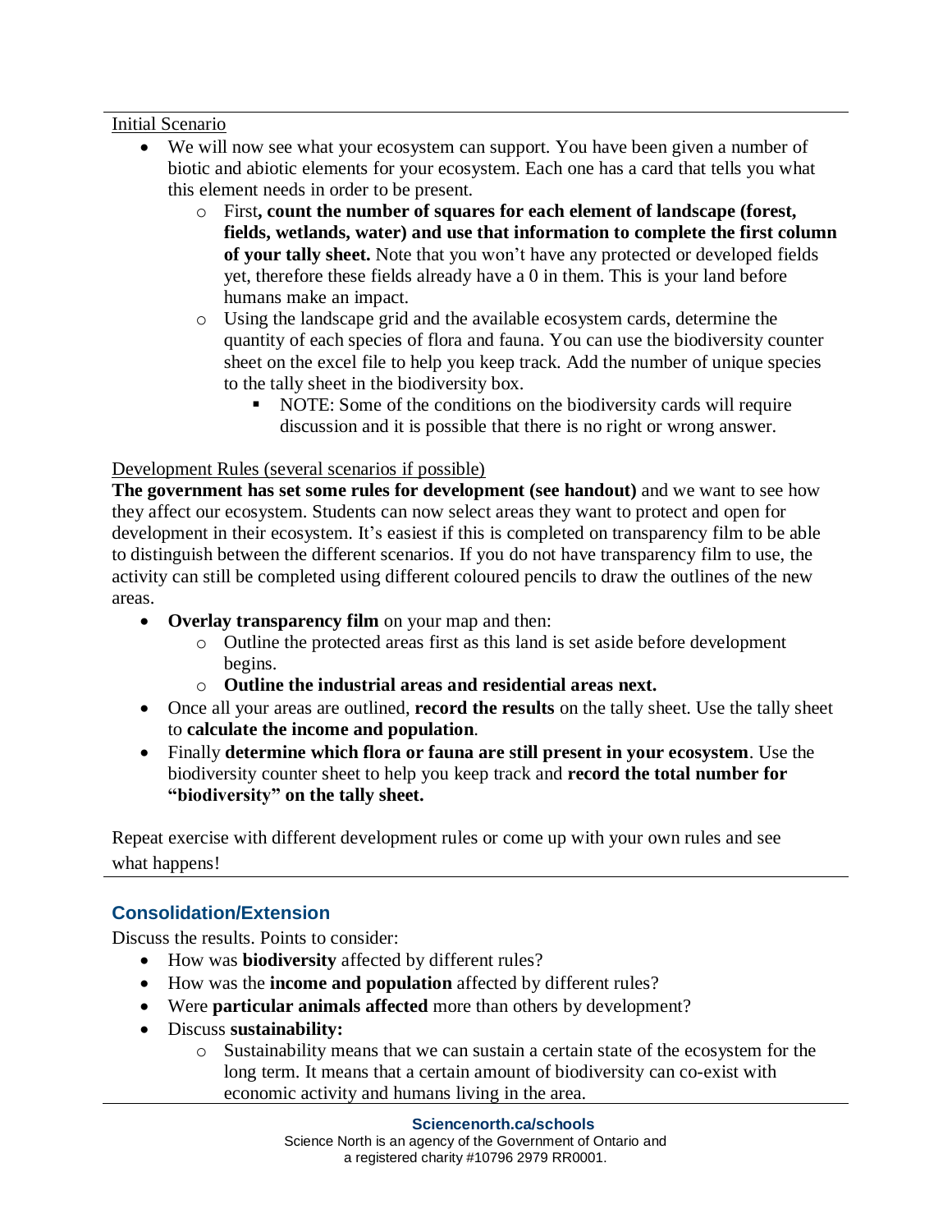Initial Scenario

- We will now see what your ecosystem can support. You have been given a number of biotic and abiotic elements for your ecosystem. Each one has a card that tells you what this element needs in order to be present.
  - First**, count the number of squares for each element of landscape (forest, fields, wetlands, water) and use that information to complete the first column of your tally sheet.** Note that you won't have any protected or developed fields yet, therefore these fields already have a 0 in them. This is your land before humans make an impact.
  - Using the landscape grid and the available ecosystem cards, determine the quantity of each species of flora and fauna. You can use the biodiversity counter sheet on the excel file to help you keep track. Add the number of unique species to the tally sheet in the biodiversity box.
    - NOTE: Some of the conditions on the biodiversity cards will require discussion and it is possible that there is no right or wrong answer.

Development Rules (several scenarios if possible)

**The government has set some rules for development (see handout)** and we want to see how they affect our ecosystem. Students can now select areas they want to protect and open for development in their ecosystem. It's easiest if this is completed on transparency film to be able to distinguish between the different scenarios. If you do not have transparency film to use, the activity can still be completed using different coloured pencils to draw the outlines of the new areas.

- **Overlay transparency film** on your map and then:
  - Outline the protected areas first as this land is set aside before development begins.
  - **Outline the industrial areas and residential areas next.**
- Once all your areas are outlined, **record the results** on the tally sheet. Use the tally sheet to **calculate the income and population**.
- Finally **determine which flora or fauna are still present in your ecosystem**. Use the biodiversity counter sheet to help you keep track and **record the total number for "biodiversity" on the tally sheet.**

Repeat exercise with different development rules or come up with your own rules and see what happens!

## Consolidation/Extension

Discuss the results. Points to consider:

- How was **biodiversity** affected by different rules?
- How was the **income and population** affected by different rules?
- Were **particular animals affected** more than others by development?
- Discuss **sustainability:**
  - Sustainability means that we can sustain a certain state of the ecosystem for the long term. It means that a certain amount of biodiversity can co-exist with economic activity and humans living in the area.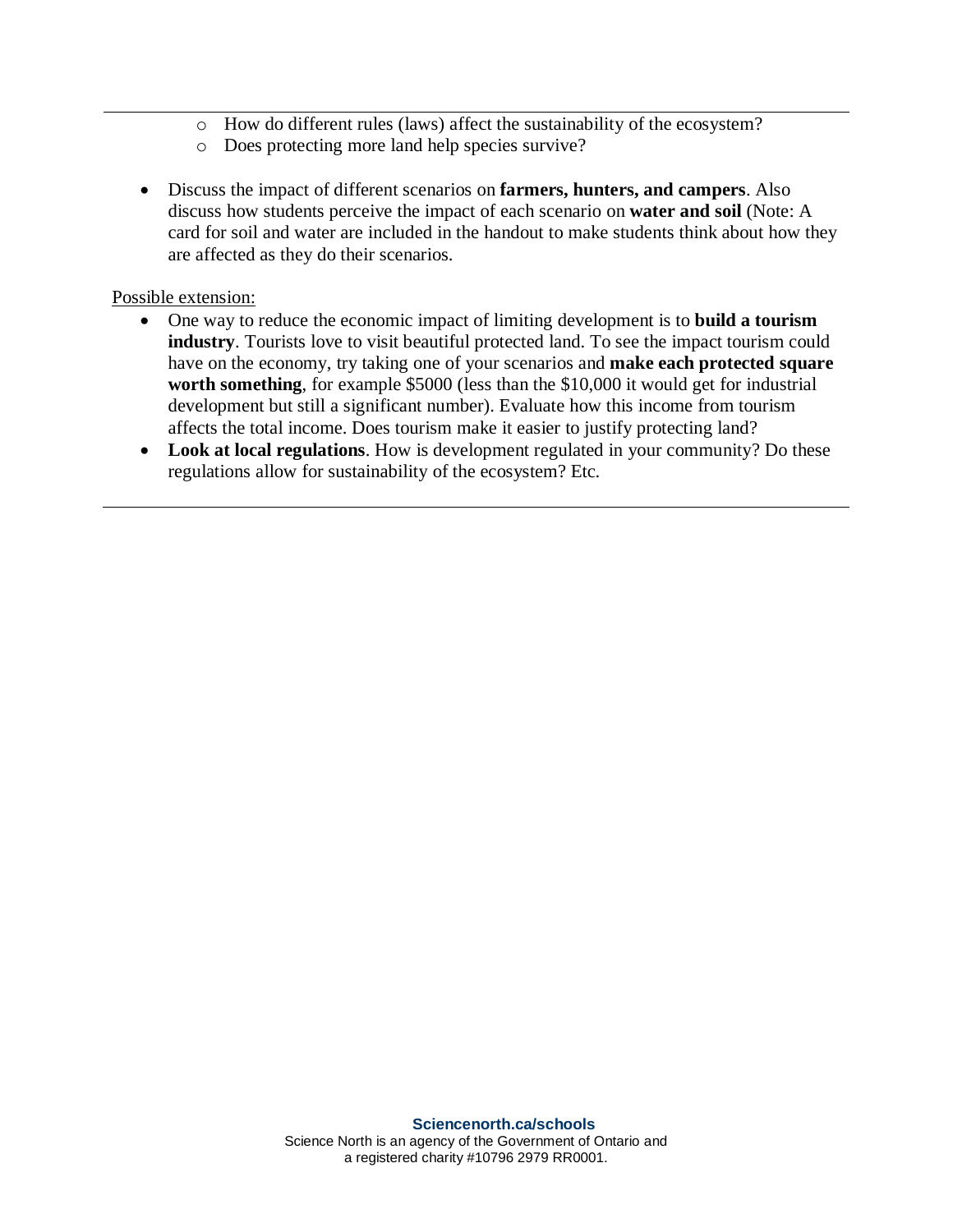- How do different rules (laws) affect the sustainability of the ecosystem?
- Does protecting more land help species survive?

- Discuss the impact of different scenarios on **farmers, hunters, and campers**. Also discuss how students perceive the impact of each scenario on **water and soil** (Note: A card for soil and water are included in the handout to make students think about how they are affected as they do their scenarios.

Possible extension:

- One way to reduce the economic impact of limiting development is to **build a tourism industry**. Tourists love to visit beautiful protected land. To see the impact tourism could have on the economy, try taking one of your scenarios and **make each protected square worth something**, for example $5000 (less than the $10,000 it would get for industrial development but still a significant number). Evaluate how this income from tourism affects the total income. Does tourism make it easier to justify protecting land?
- **Look at local regulations**. How is development regulated in your community? Do these regulations allow for sustainability of the ecosystem? Etc.

**Sciencenorth.ca/schools**
Science North is an agency of the Government of Ontario and a registered charity #10796 2979 RR0001.